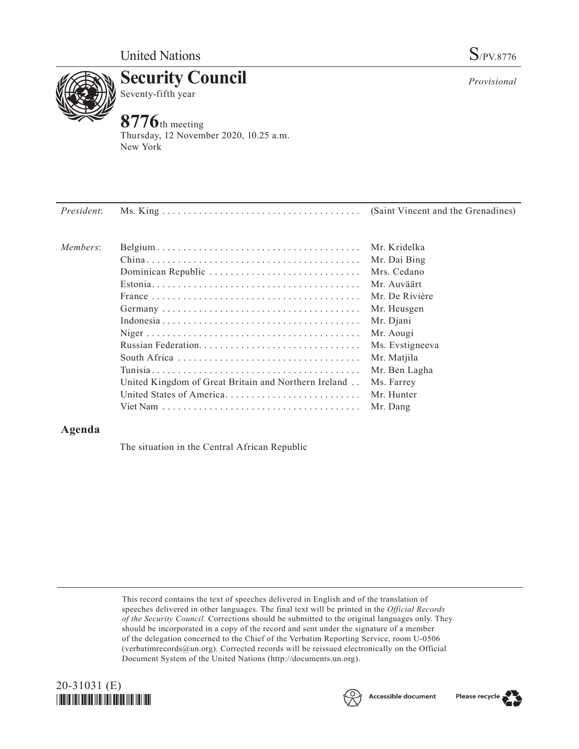United Nations

S/PV.8776

# Security Council

Seventy-fifth year

*Provisional*

**8776**th meeting

Thursday, 12 November 2020, 10.25 a.m.

New York

| | | |
|---|---|---|
| *President*: | Ms. King | (Saint Vincent and the Grenadines) |
| *Members*: | Belgium | Mr. Kridelka |
| | China | Mr. Dai Bing |
| | Dominican Republic | Mrs. Cedano |
| | Estonia | Mr. Auväärt |
| | France | Mr. De Rivière |
| | Germany | Mr. Heusgen |
| | Indonesia | Mr. Djani |
| | Niger | Mr. Aougi |
| | Russian Federation | Ms. Evstigneeva |
| | South Africa | Mr. Matjila |
| | Tunisia | Mr. Ben Lagha |
| | United Kingdom of Great Britain and Northern Ireland | Ms. Farrey |
| | United States of America | Mr. Hunter |
| | Viet Nam | Mr. Dang |

## Agenda

The situation in the Central African Republic

This record contains the text of speeches delivered in English and of the translation of speeches delivered in other languages. The final text will be printed in the *Official Records of the Security Council.* Corrections should be submitted to the original languages only. They should be incorporated in a copy of the record and sent under the signature of a member of the delegation concerned to the Chief of the Verbatim Reporting Service, room U-0506 (verbatimrecords@un.org). Corrected records will be reissued electronically on the Official Document System of the United Nations (http://documents.un.org).

20-31031 (E)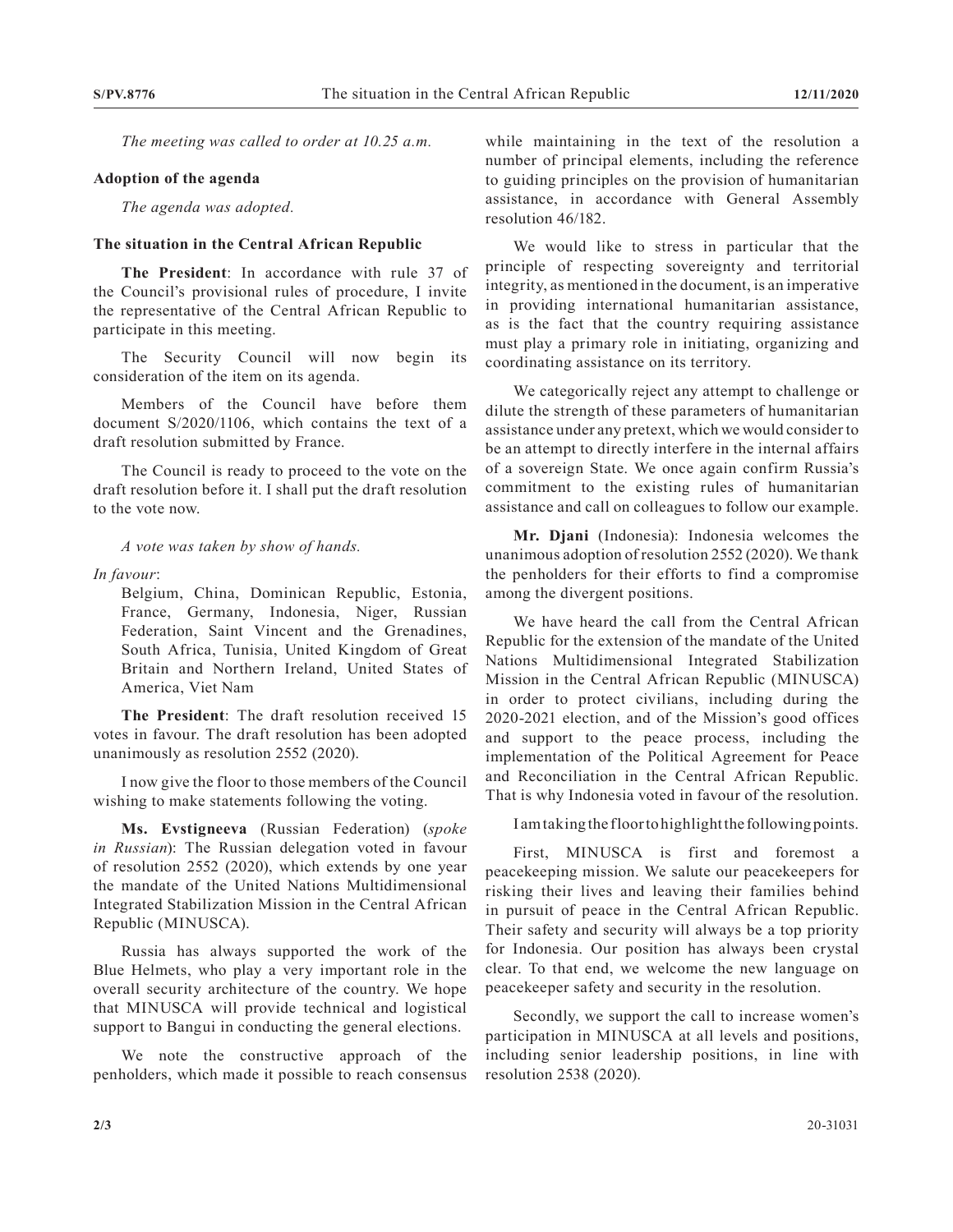*The meeting was called to order at 10.25 a.m.*

**Adoption of the agenda**

*The agenda was adopted.*

**The situation in the Central African Republic**

**The President**: In accordance with rule 37 of the Council's provisional rules of procedure, I invite the representative of the Central African Republic to participate in this meeting.

The Security Council will now begin its consideration of the item on its agenda.

Members of the Council have before them document S/2020/1106, which contains the text of a draft resolution submitted by France.

The Council is ready to proceed to the vote on the draft resolution before it. I shall put the draft resolution to the vote now.

*A vote was taken by show of hands.*

*In favour*:

Belgium, China, Dominican Republic, Estonia, France, Germany, Indonesia, Niger, Russian Federation, Saint Vincent and the Grenadines, South Africa, Tunisia, United Kingdom of Great Britain and Northern Ireland, United States of America, Viet Nam

**The President**: The draft resolution received 15 votes in favour. The draft resolution has been adopted unanimously as resolution 2552 (2020).

I now give the floor to those members of the Council wishing to make statements following the voting.

**Ms. Evstigneeva** (Russian Federation) (*spoke in Russian*): The Russian delegation voted in favour of resolution 2552 (2020), which extends by one year the mandate of the United Nations Multidimensional Integrated Stabilization Mission in the Central African Republic (MINUSCA).

Russia has always supported the work of the Blue Helmets, who play a very important role in the overall security architecture of the country. We hope that MINUSCA will provide technical and logistical support to Bangui in conducting the general elections.

We note the constructive approach of the penholders, which made it possible to reach consensus while maintaining in the text of the resolution a number of principal elements, including the reference to guiding principles on the provision of humanitarian assistance, in accordance with General Assembly resolution 46/182.

We would like to stress in particular that the principle of respecting sovereignty and territorial integrity, as mentioned in the document, is an imperative in providing international humanitarian assistance, as is the fact that the country requiring assistance must play a primary role in initiating, organizing and coordinating assistance on its territory.

We categorically reject any attempt to challenge or dilute the strength of these parameters of humanitarian assistance under any pretext, which we would consider to be an attempt to directly interfere in the internal affairs of a sovereign State. We once again confirm Russia's commitment to the existing rules of humanitarian assistance and call on colleagues to follow our example.

**Mr. Djani** (Indonesia): Indonesia welcomes the unanimous adoption of resolution 2552 (2020). We thank the penholders for their efforts to find a compromise among the divergent positions.

We have heard the call from the Central African Republic for the extension of the mandate of the United Nations Multidimensional Integrated Stabilization Mission in the Central African Republic (MINUSCA) in order to protect civilians, including during the 2020-2021 election, and of the Mission's good offices and support to the peace process, including the implementation of the Political Agreement for Peace and Reconciliation in the Central African Republic. That is why Indonesia voted in favour of the resolution.

I am taking the floor to highlight the following points.

First, MINUSCA is first and foremost a peacekeeping mission. We salute our peacekeepers for risking their lives and leaving their families behind in pursuit of peace in the Central African Republic. Their safety and security will always be a top priority for Indonesia. Our position has always been crystal clear. To that end, we welcome the new language on peacekeeper safety and security in the resolution.

Secondly, we support the call to increase women's participation in MINUSCA at all levels and positions, including senior leadership positions, in line with resolution 2538 (2020).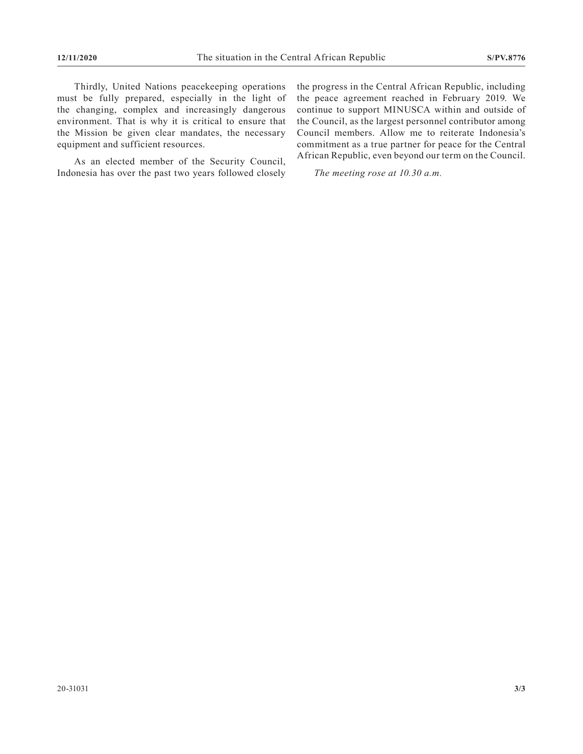Thirdly, United Nations peacekeeping operations must be fully prepared, especially in the light of the changing, complex and increasingly dangerous environment. That is why it is critical to ensure that the Mission be given clear mandates, the necessary equipment and sufficient resources.

As an elected member of the Security Council, Indonesia has over the past two years followed closely the progress in the Central African Republic, including the peace agreement reached in February 2019. We continue to support MINUSCA within and outside of the Council, as the largest personnel contributor among Council members. Allow me to reiterate Indonesia's commitment as a true partner for peace for the Central African Republic, even beyond our term on the Council.

*The meeting rose at 10.30 a.m.*